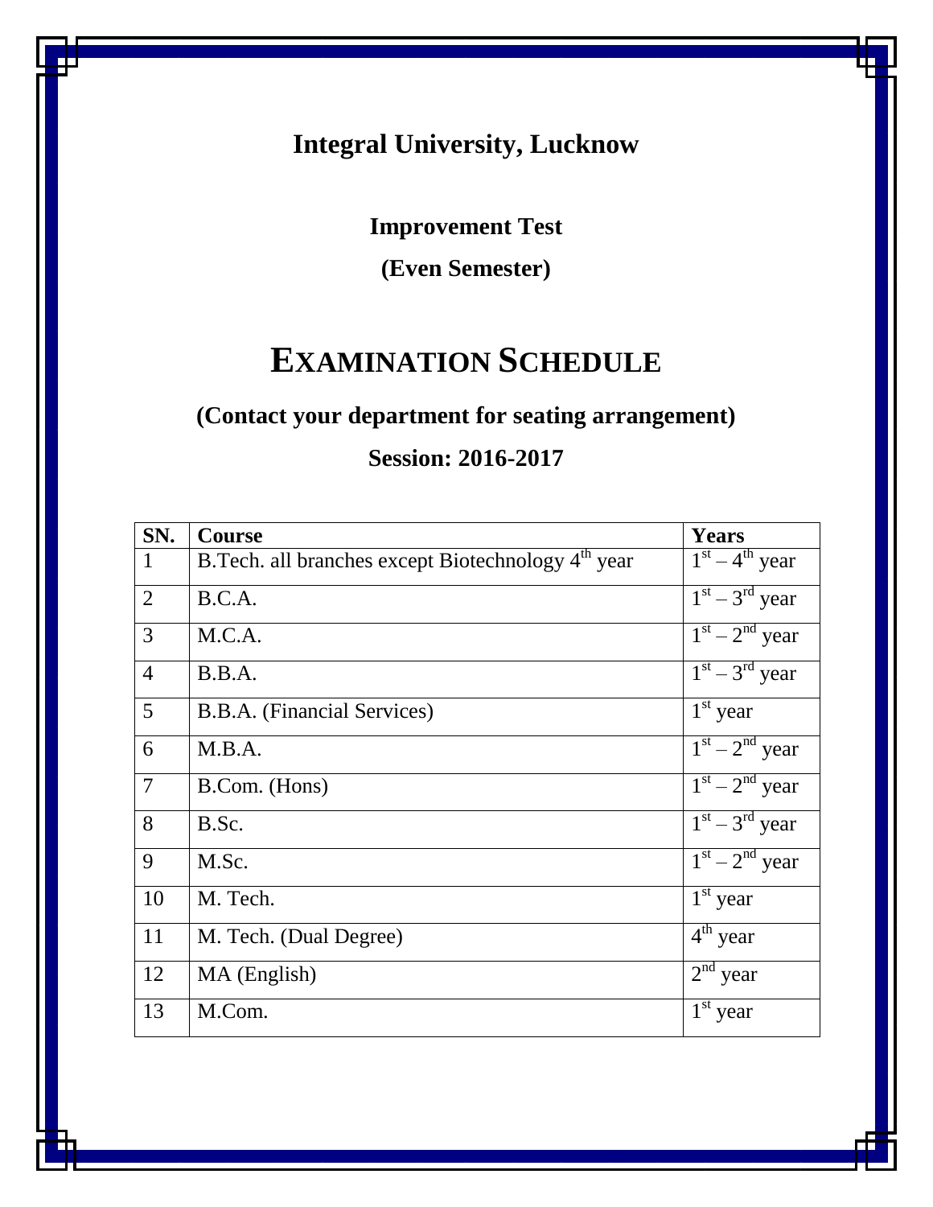# Integral University, Lucknow

## Improvement Test

## (Even Semester)

# EXAMINATION SCHEDULE

## (Contact your department for seating arrangement)

## Session: 2016-2017

| SN. | Course | Years |
|---|---|---|
| 1 | B.Tech. all branches except Biotechnology 4$^{th}$ year | 1$^{st}$ – 4$^{th}$ year |
| 2 | B.C.A. | 1$^{st}$ – 3$^{rd}$ year |
| 3 | M.C.A. | 1$^{st}$ – 2$^{nd}$ year |
| 4 | B.B.A. | 1$^{st}$ – 3$^{rd}$ year |
| 5 | B.B.A. (Financial Services) | 1$^{st}$ year |
| 6 | M.B.A. | 1$^{st}$ – 2$^{nd}$ year |
| 7 | B.Com. (Hons) | 1$^{st}$ – 2$^{nd}$ year |
| 8 | B.Sc. | 1$^{st}$ – 3$^{rd}$ year |
| 9 | M.Sc. | 1$^{st}$ – 2$^{nd}$ year |
| 10 | M. Tech. | 1$^{st}$ year |
| 11 | M. Tech. (Dual Degree) | 4$^{th}$ year |
| 12 | MA (English) | 2$^{nd}$ year |
| 13 | M.Com. | 1$^{st}$ year |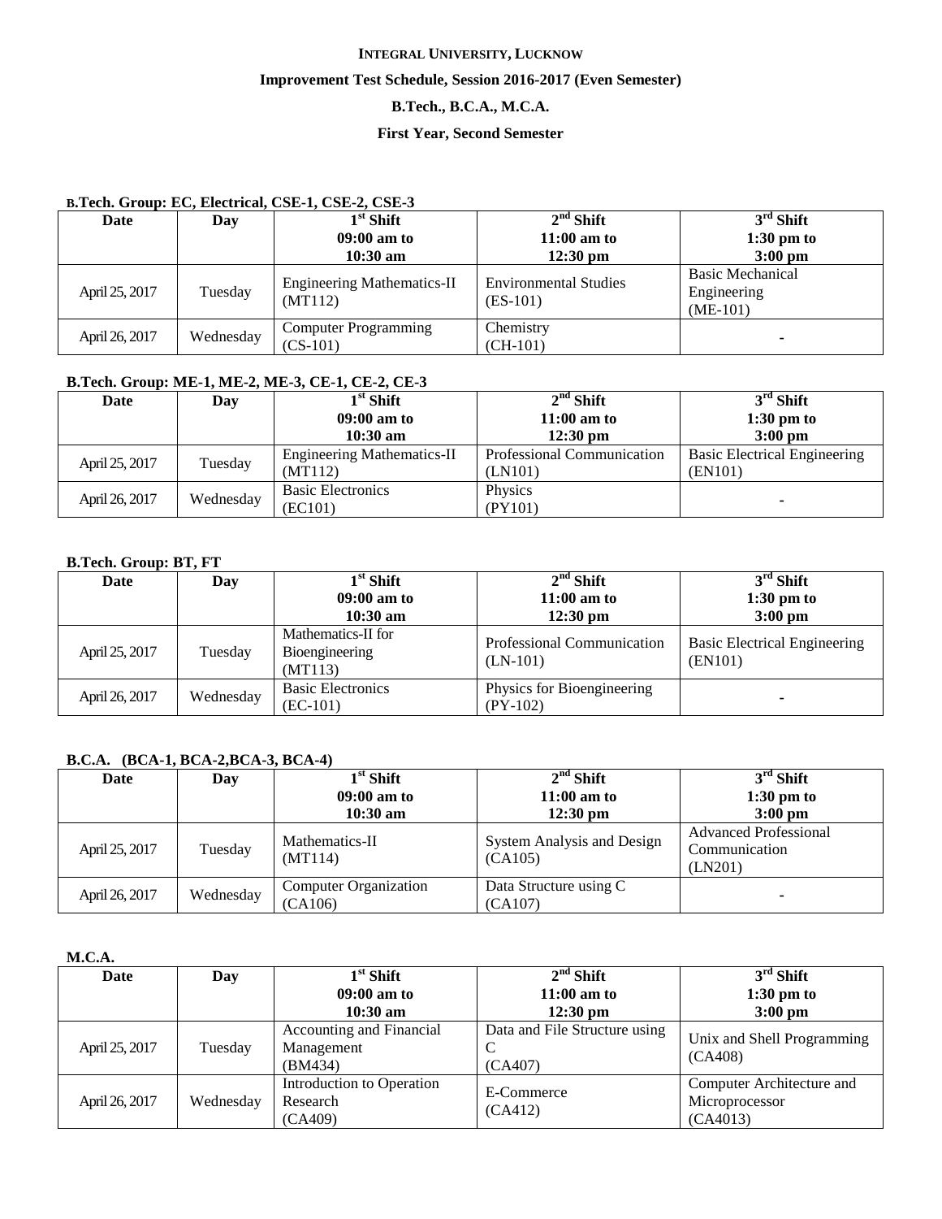**INTEGRAL UNIVERSITY, LUCKNOW**

**Improvement Test Schedule, Session 2016-2017 (Even Semester)**

**B.Tech., B.C.A., M.C.A.**

**First Year, Second Semester**

**B.Tech. Group: EC, Electrical, CSE-1, CSE-2, CSE-3**

| Date | Day | 1st Shift 09:00 am to 10:30 am | 2nd Shift 11:00 am to 12:30 pm | 3rd Shift 1:30 pm to 3:00 pm |
|---|---|---|---|---|
| April 25, 2017 | Tuesday | Engineering Mathematics-II (MT112) | Environmental Studies (ES-101) | Basic Mechanical Engineering (ME-101) |
| April 26, 2017 | Wednesday | Computer Programming (CS-101) | Chemistry (CH-101) | - |

**B.Tech. Group: ME-1, ME-2, ME-3, CE-1, CE-2, CE-3**

| Date | Day | 1st Shift 09:00 am to 10:30 am | 2nd Shift 11:00 am to 12:30 pm | 3rd Shift 1:30 pm to 3:00 pm |
|---|---|---|---|---|
| April 25, 2017 | Tuesday | Engineering Mathematics-II (MT112) | Professional Communication (LN101) | Basic Electrical Engineering (EN101) |
| April 26, 2017 | Wednesday | Basic Electronics (EC101) | Physics (PY101) | - |

**B.Tech. Group: BT, FT**

| Date | Day | 1st Shift 09:00 am to 10:30 am | 2nd Shift 11:00 am to 12:30 pm | 3rd Shift 1:30 pm to 3:00 pm |
|---|---|---|---|---|
| April 25, 2017 | Tuesday | Mathematics-II for Bioengineering (MT113) | Professional Communication (LN-101) | Basic Electrical Engineering (EN101) |
| April 26, 2017 | Wednesday | Basic Electronics (EC-101) | Physics for Bioengineering (PY-102) | - |

**B.C.A. (BCA-1, BCA-2,BCA-3, BCA-4)**

| Date | Day | 1st Shift 09:00 am to 10:30 am | 2nd Shift 11:00 am to 12:30 pm | 3rd Shift 1:30 pm to 3:00 pm |
|---|---|---|---|---|
| April 25, 2017 | Tuesday | Mathematics-II (MT114) | System Analysis and Design (CA105) | Advanced Professional Communication (LN201) |
| April 26, 2017 | Wednesday | Computer Organization (CA106) | Data Structure using C (CA107) | - |

**M.C.A.**

| Date | Day | 1st Shift 09:00 am to 10:30 am | 2nd Shift 11:00 am to 12:30 pm | 3rd Shift 1:30 pm to 3:00 pm |
|---|---|---|---|---|
| April 25, 2017 | Tuesday | Accounting and Financial Management (BM434) | Data and File Structure using C (CA407) | Unix and Shell Programming (CA408) |
| April 26, 2017 | Wednesday | Introduction to Operation Research (CA409) | E-Commerce (CA412) | Computer Architecture and Microprocessor (CA4013) |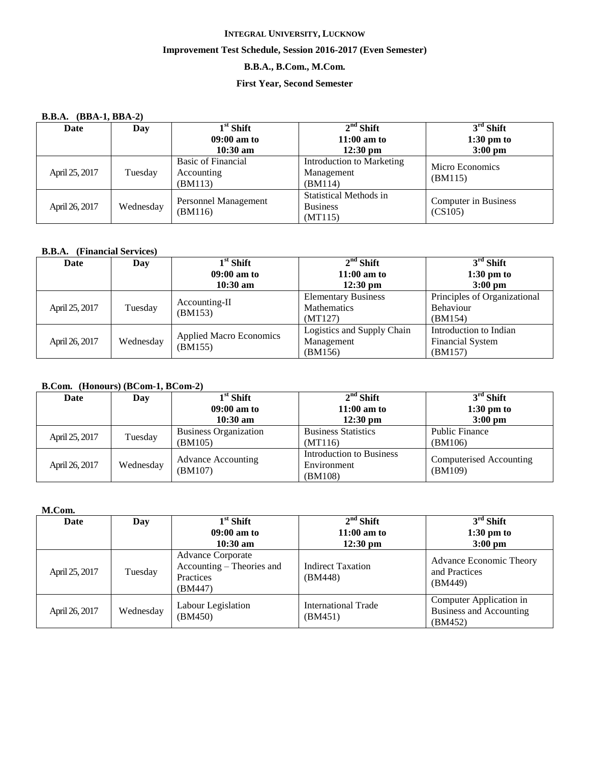**INTEGRAL UNIVERSITY, LUCKNOW**

**Improvement Test Schedule, Session 2016-2017 (Even Semester)**

**B.B.A., B.Com., M.Com.**

**First Year, Second Semester**

**B.B.A. (BBA-1, BBA-2)**

| Date | Day | 1st Shift 09:00 am to 10:30 am | 2nd Shift 11:00 am to 12:30 pm | 3rd Shift 1:30 pm to 3:00 pm |
|---|---|---|---|---|
| April 25, 2017 | Tuesday | Basic of Financial Accounting (BM113) | Introduction to Marketing Management (BM114) | Micro Economics (BM115) |
| April 26, 2017 | Wednesday | Personnel Management (BM116) | Statistical Methods in Business (MT115) | Computer in Business (CS105) |

**B.B.A. (Financial Services)**

| Date | Day | 1st Shift 09:00 am to 10:30 am | 2nd Shift 11:00 am to 12:30 pm | 3rd Shift 1:30 pm to 3:00 pm |
|---|---|---|---|---|
| April 25, 2017 | Tuesday | Accounting-II (BM153) | Elementary Business Mathematics (MT127) | Principles of Organizational Behaviour (BM154) |
| April 26, 2017 | Wednesday | Applied Macro Economics (BM155) | Logistics and Supply Chain Management (BM156) | Introduction to Indian Financial System (BM157) |

**B.Com. (Honours) (BCom-1, BCom-2)**

| Date | Day | 1st Shift 09:00 am to 10:30 am | 2nd Shift 11:00 am to 12:30 pm | 3rd Shift 1:30 pm to 3:00 pm |
|---|---|---|---|---|
| April 25, 2017 | Tuesday | Business Organization (BM105) | Business Statistics (MT116) | Public Finance (BM106) |
| April 26, 2017 | Wednesday | Advance Accounting (BM107) | Introduction to Business Environment (BM108) | Computerised Accounting (BM109) |

**M.Com.**

| Date | Day | 1st Shift 09:00 am to 10:30 am | 2nd Shift 11:00 am to 12:30 pm | 3rd Shift 1:30 pm to 3:00 pm |
|---|---|---|---|---|
| April 25, 2017 | Tuesday | Advance Corporate Accounting – Theories and Practices (BM447) | Indirect Taxation (BM448) | Advance Economic Theory and Practices (BM449) |
| April 26, 2017 | Wednesday | Labour Legislation (BM450) | International Trade (BM451) | Computer Application in Business and Accounting (BM452) |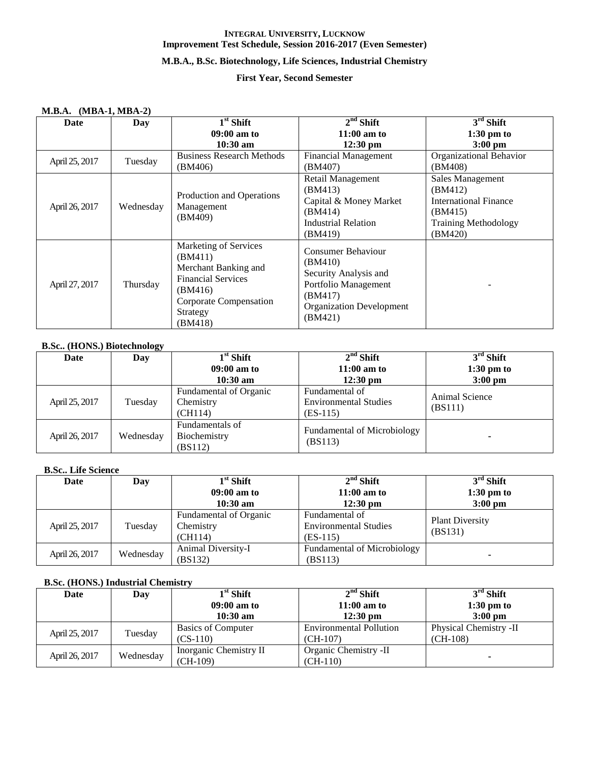**INTEGRAL UNIVERSITY, LUCKNOW**
**Improvement Test Schedule, Session 2016-2017 (Even Semester)**

**M.B.A., B.Sc. Biotechnology, Life Sciences, Industrial Chemistry**

**First Year, Second Semester**

**M.B.A. (MBA-1, MBA-2)**

| Date | Day | 1st Shift 09:00 am to 10:30 am | 2nd Shift 11:00 am to 12:30 pm | 3rd Shift 1:30 pm to 3:00 pm |
|---|---|---|---|---|
| April 25, 2017 | Tuesday | Business Research Methods (BM406) | Financial Management (BM407) | Organizational Behavior (BM408) |
| April 26, 2017 | Wednesday | Production and Operations Management (BM409) | Retail Management (BM413) Capital & Money Market (BM414) Industrial Relation (BM419) | Sales Management (BM412) International Finance (BM415) Training Methodology (BM420) |
| April 27, 2017 | Thursday | Marketing of Services (BM411) Merchant Banking and Financial Services (BM416) Corporate Compensation Strategy (BM418) | Consumer Behaviour (BM410) Security Analysis and Portfolio Management (BM417) Organization Development (BM421) | - |

**B.Sc.. (HONS.) Biotechnology**

| Date | Day | 1st Shift 09:00 am to 10:30 am | 2nd Shift 11:00 am to 12:30 pm | 3rd Shift 1:30 pm to 3:00 pm |
|---|---|---|---|---|
| April 25, 2017 | Tuesday | Fundamental of Organic Chemistry (CH114) | Fundamental of Environmental Studies (ES-115) | Animal Science (BS111) |
| April 26, 2017 | Wednesday | Fundamentals of Biochemistry (BS112) | Fundamental of Microbiology (BS113) | - |

**B.Sc.. Life Science**

| Date | Day | 1st Shift 09:00 am to 10:30 am | 2nd Shift 11:00 am to 12:30 pm | 3rd Shift 1:30 pm to 3:00 pm |
|---|---|---|---|---|
| April 25, 2017 | Tuesday | Fundamental of Organic Chemistry (CH114) | Fundamental of Environmental Studies (ES-115) | Plant Diversity (BS131) |
| April 26, 2017 | Wednesday | Animal Diversity-I (BS132) | Fundamental of Microbiology (BS113) | - |

**B.Sc. (HONS.) Industrial Chemistry**

| Date | Day | 1st Shift 09:00 am to 10:30 am | 2nd Shift 11:00 am to 12:30 pm | 3rd Shift 1:30 pm to 3:00 pm |
|---|---|---|---|---|
| April 25, 2017 | Tuesday | Basics of Computer (CS-110) | Environmental Pollution (CH-107) | Physical Chemistry -II (CH-108) |
| April 26, 2017 | Wednesday | Inorganic Chemistry II (CH-109) | Organic Chemistry -II (CH-110) | - |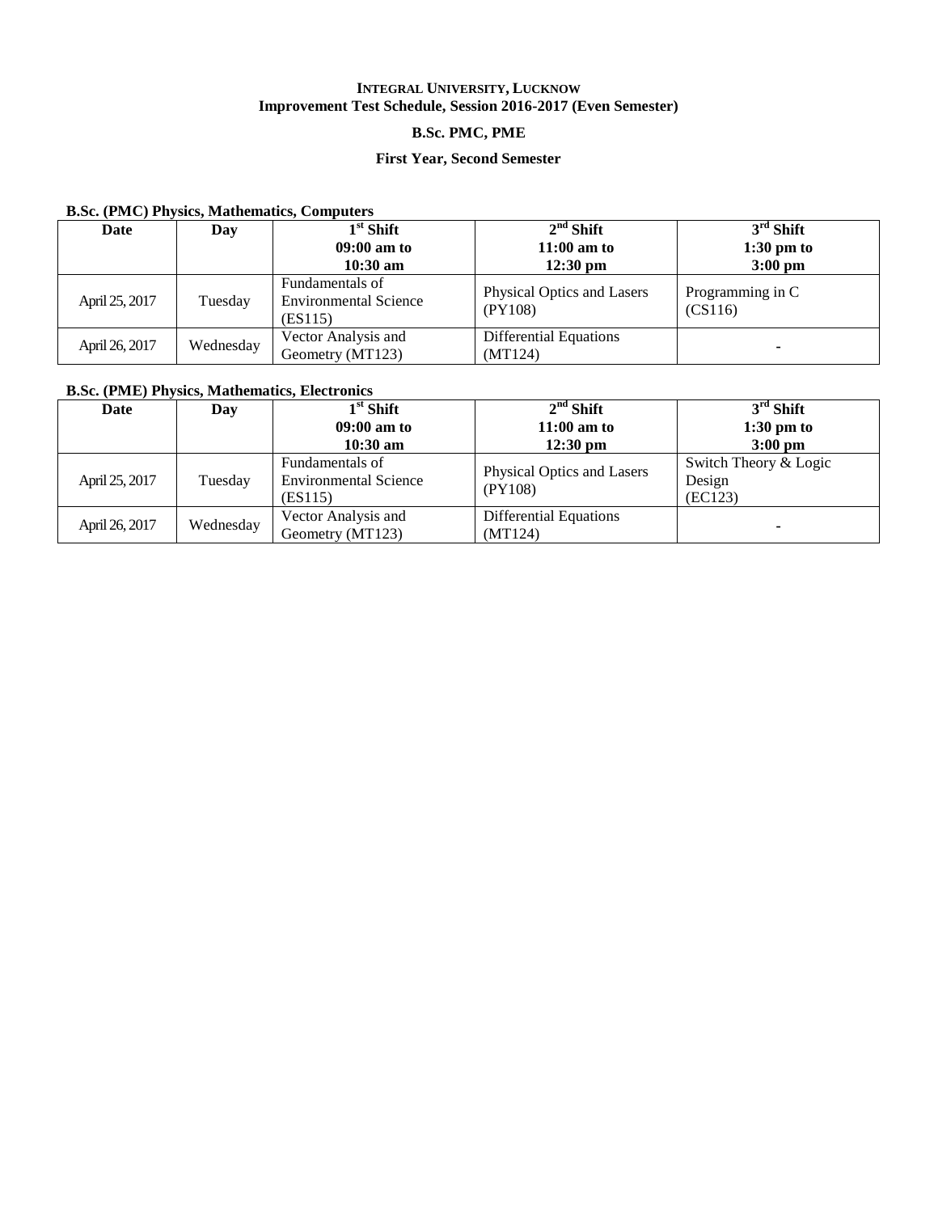**INTEGRAL UNIVERSITY, LUCKNOW**
**Improvement Test Schedule, Session 2016-2017 (Even Semester)**

**B.Sc. PMC, PME**

**First Year, Second Semester**

**B.Sc. (PMC) Physics, Mathematics, Computers**

| Date | Day | 1st Shift 09:00 am to 10:30 am | 2nd Shift 11:00 am to 12:30 pm | 3rd Shift 1:30 pm to 3:00 pm |
|---|---|---|---|---|
| April 25, 2017 | Tuesday | Fundamentals of Environmental Science (ES115) | Physical Optics and Lasers (PY108) | Programming in C (CS116) |
| April 26, 2017 | Wednesday | Vector Analysis and Geometry (MT123) | Differential Equations (MT124) | - |

**B.Sc. (PME) Physics, Mathematics, Electronics**

| Date | Day | 1st Shift 09:00 am to 10:30 am | 2nd Shift 11:00 am to 12:30 pm | 3rd Shift 1:30 pm to 3:00 pm |
|---|---|---|---|---|
| April 25, 2017 | Tuesday | Fundamentals of Environmental Science (ES115) | Physical Optics and Lasers (PY108) | Switch Theory & Logic Design (EC123) |
| April 26, 2017 | Wednesday | Vector Analysis and Geometry (MT123) | Differential Equations (MT124) | - |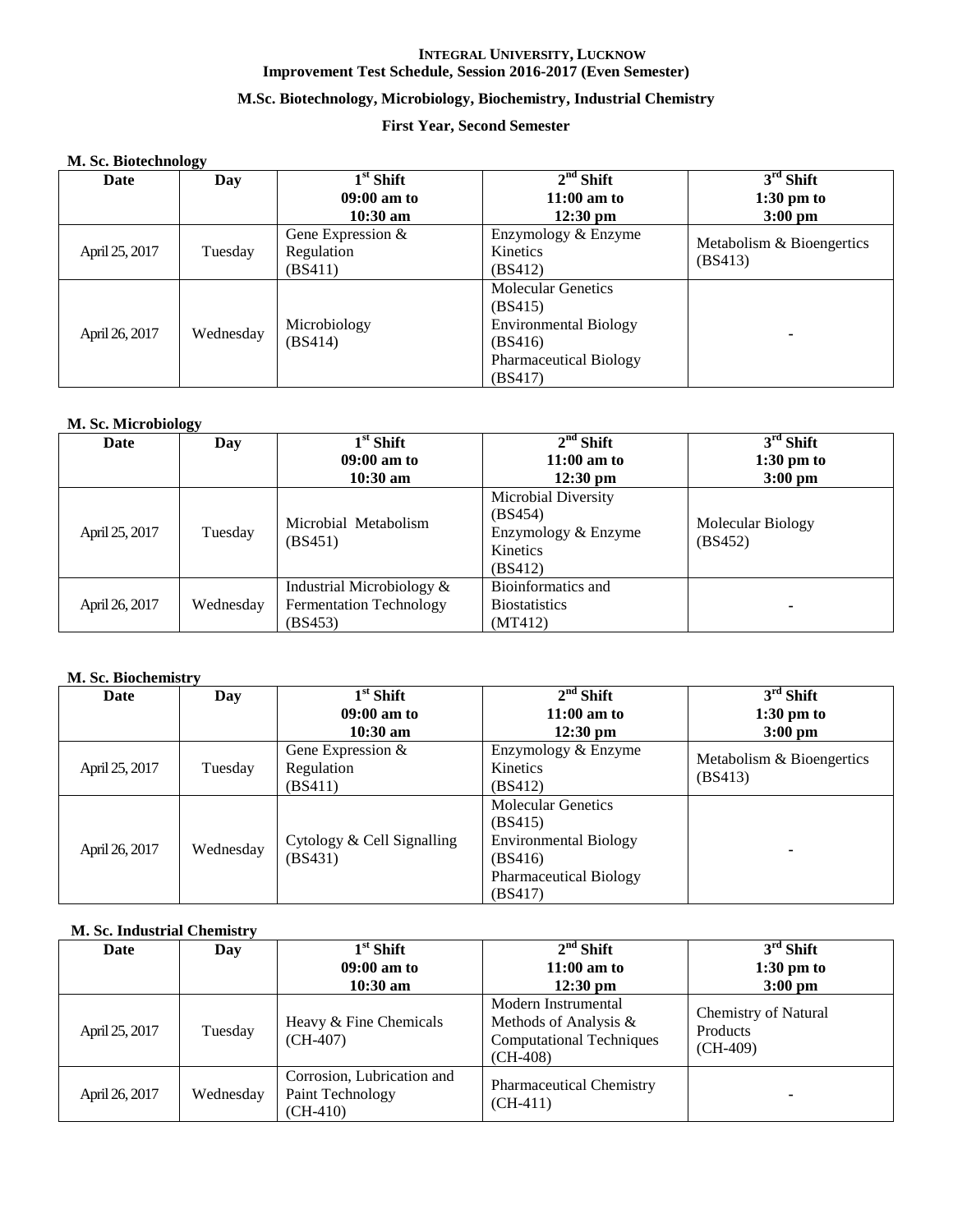**INTEGRAL UNIVERSITY, LUCKNOW**
**Improvement Test Schedule, Session 2016-2017 (Even Semester)**

**M.Sc. Biotechnology, Microbiology, Biochemistry, Industrial Chemistry**

**First Year, Second Semester**

**M. Sc. Biotechnology**

| Date | Day | 1st Shift 09:00 am to 10:30 am | 2nd Shift 11:00 am to 12:30 pm | 3rd Shift 1:30 pm to 3:00 pm |
|---|---|---|---|---|
| April 25, 2017 | Tuesday | Gene Expression & Regulation (BS411) | Enzymology & Enzyme Kinetics (BS412) | Metabolism & Bioengertics (BS413) |
| April 26, 2017 | Wednesday | Microbiology (BS414) | Molecular Genetics (BS415) Environmental Biology (BS416) Pharmaceutical Biology (BS417) | - |

**M. Sc. Microbiology**

| Date | Day | 1st Shift 09:00 am to 10:30 am | 2nd Shift 11:00 am to 12:30 pm | 3rd Shift 1:30 pm to 3:00 pm |
|---|---|---|---|---|
| April 25, 2017 | Tuesday | Microbial Metabolism (BS451) | Microbial Diversity (BS454) Enzymology & Enzyme Kinetics (BS412) | Molecular Biology (BS452) |
| April 26, 2017 | Wednesday | Industrial Microbiology & Fermentation Technology (BS453) | Bioinformatics and Biostatistics (MT412) | - |

**M. Sc. Biochemistry**

| Date | Day | 1st Shift 09:00 am to 10:30 am | 2nd Shift 11:00 am to 12:30 pm | 3rd Shift 1:30 pm to 3:00 pm |
|---|---|---|---|---|
| April 25, 2017 | Tuesday | Gene Expression & Regulation (BS411) | Enzymology & Enzyme Kinetics (BS412) | Metabolism & Bioengertics (BS413) |
| April 26, 2017 | Wednesday | Cytology & Cell Signalling (BS431) | Molecular Genetics (BS415) Environmental Biology (BS416) Pharmaceutical Biology (BS417) | - |

**M. Sc. Industrial Chemistry**

| Date | Day | 1st Shift 09:00 am to 10:30 am | 2nd Shift 11:00 am to 12:30 pm | 3rd Shift 1:30 pm to 3:00 pm |
|---|---|---|---|---|
| April 25, 2017 | Tuesday | Heavy & Fine Chemicals (CH-407) | Modern Instrumental Methods of Analysis & Computational Techniques (CH-408) | Chemistry of Natural Products (CH-409) |
| April 26, 2017 | Wednesday | Corrosion, Lubrication and Paint Technology (CH-410) | Pharmaceutical Chemistry (CH-411) | - |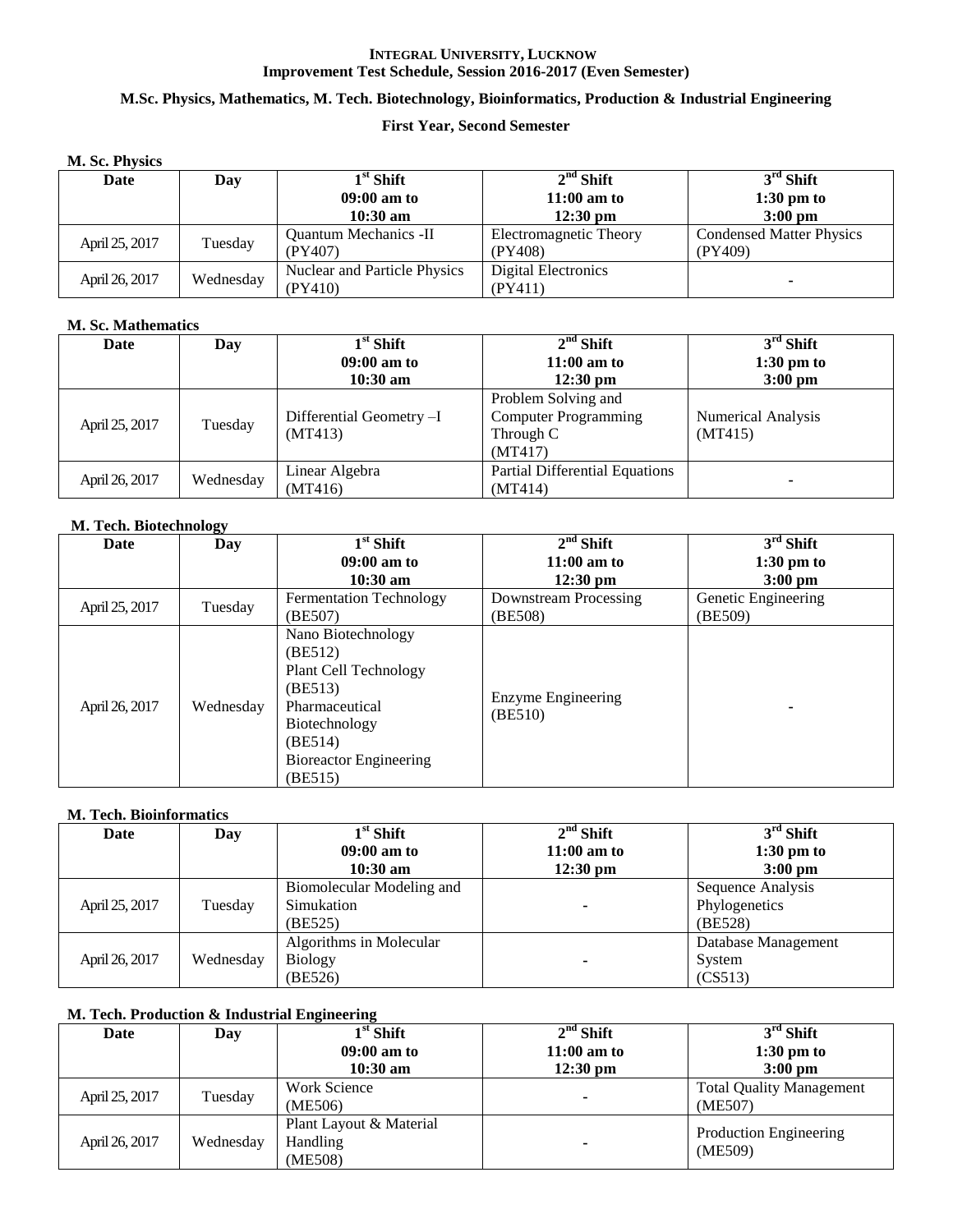**INTEGRAL UNIVERSITY, LUCKNOW**
**Improvement Test Schedule, Session 2016-2017 (Even Semester)**

## M.Sc. Physics, Mathematics, M. Tech. Biotechnology, Bioinformatics, Production & Industrial Engineering

### First Year, Second Semester

**M. Sc. Physics**

| Date | Day | 1st Shift 09:00 am to 10:30 am | 2nd Shift 11:00 am to 12:30 pm | 3rd Shift 1:30 pm to 3:00 pm |
|---|---|---|---|---|
| April 25, 2017 | Tuesday | Quantum Mechanics -II (PY407) | Electromagnetic Theory (PY408) | Condensed Matter Physics (PY409) |
| April 26, 2017 | Wednesday | Nuclear and Particle Physics (PY410) | Digital Electronics (PY411) | - |

**M. Sc. Mathematics**

| Date | Day | 1st Shift 09:00 am to 10:30 am | 2nd Shift 11:00 am to 12:30 pm | 3rd Shift 1:30 pm to 3:00 pm |
|---|---|---|---|---|
| April 25, 2017 | Tuesday | Differential Geometry –I (MT413) | Problem Solving and Computer Programming Through C (MT417) | Numerical Analysis (MT415) |
| April 26, 2017 | Wednesday | Linear Algebra (MT416) | Partial Differential Equations (MT414) | - |

**M. Tech. Biotechnology**

| Date | Day | 1st Shift 09:00 am to 10:30 am | 2nd Shift 11:00 am to 12:30 pm | 3rd Shift 1:30 pm to 3:00 pm |
|---|---|---|---|---|
| April 25, 2017 | Tuesday | Fermentation Technology (BE507) | Downstream Processing (BE508) | Genetic Engineering (BE509) |
| April 26, 2017 | Wednesday | Nano Biotechnology (BE512) Plant Cell Technology (BE513) Pharmaceutical Biotechnology (BE514) Bioreactor Engineering (BE515) | Enzyme Engineering (BE510) | - |

**M. Tech. Bioinformatics**

| Date | Day | 1st Shift 09:00 am to 10:30 am | 2nd Shift 11:00 am to 12:30 pm | 3rd Shift 1:30 pm to 3:00 pm |
|---|---|---|---|---|
| April 25, 2017 | Tuesday | Biomolecular Modeling and Simukation (BE525) | - | Sequence Analysis Phylogenetics (BE528) |
| April 26, 2017 | Wednesday | Algorithms in Molecular Biology (BE526) | - | Database Management System (CS513) |

**M. Tech. Production & Industrial Engineering**

| Date | Day | 1st Shift 09:00 am to 10:30 am | 2nd Shift 11:00 am to 12:30 pm | 3rd Shift 1:30 pm to 3:00 pm |
|---|---|---|---|---|
| April 25, 2017 | Tuesday | Work Science (ME506) | - | Total Quality Management (ME507) |
| April 26, 2017 | Wednesday | Plant Layout & Material Handling (ME508) | - | Production Engineering (ME509) |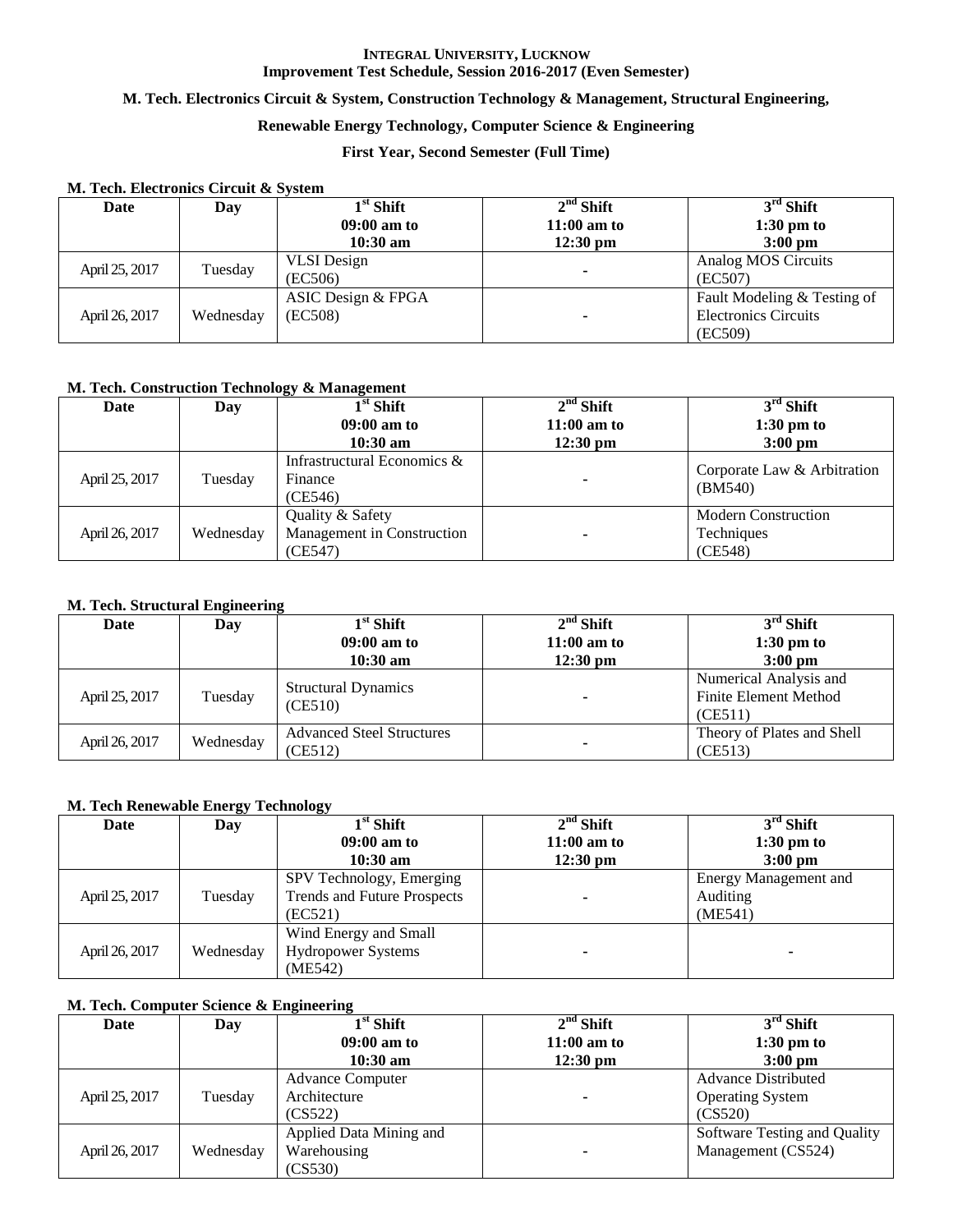**INTEGRAL UNIVERSITY, LUCKNOW**
**Improvement Test Schedule, Session 2016-2017 (Even Semester)**

**M. Tech. Electronics Circuit & System, Construction Technology & Management, Structural Engineering,**

**Renewable Energy Technology, Computer Science & Engineering**

**First Year, Second Semester (Full Time)**

**M. Tech. Electronics Circuit & System**

| Date | Day | 1st Shift 09:00 am to 10:30 am | 2nd Shift 11:00 am to 12:30 pm | 3rd Shift 1:30 pm to 3:00 pm |
|---|---|---|---|---|
| April 25, 2017 | Tuesday | VLSI Design (EC506) | - | Analog MOS Circuits (EC507) |
| April 26, 2017 | Wednesday | ASIC Design & FPGA (EC508) | - | Fault Modeling & Testing of Electronics Circuits (EC509) |

**M. Tech. Construction Technology & Management**

| Date | Day | 1st Shift 09:00 am to 10:30 am | 2nd Shift 11:00 am to 12:30 pm | 3rd Shift 1:30 pm to 3:00 pm |
|---|---|---|---|---|
| April 25, 2017 | Tuesday | Infrastructural Economics & Finance (CE546) | - | Corporate Law & Arbitration (BM540) |
| April 26, 2017 | Wednesday | Quality & Safety Management in Construction (CE547) | - | Modern Construction Techniques (CE548) |

**M. Tech. Structural Engineering**

| Date | Day | 1st Shift 09:00 am to 10:30 am | 2nd Shift 11:00 am to 12:30 pm | 3rd Shift 1:30 pm to 3:00 pm |
|---|---|---|---|---|
| April 25, 2017 | Tuesday | Structural Dynamics (CE510) | - | Numerical Analysis and Finite Element Method (CE511) |
| April 26, 2017 | Wednesday | Advanced Steel Structures (CE512) | - | Theory of Plates and Shell (CE513) |

**M. Tech Renewable Energy Technology**

| Date | Day | 1st Shift 09:00 am to 10:30 am | 2nd Shift 11:00 am to 12:30 pm | 3rd Shift 1:30 pm to 3:00 pm |
|---|---|---|---|---|
| April 25, 2017 | Tuesday | SPV Technology, Emerging Trends and Future Prospects (EC521) | - | Energy Management and Auditing (ME541) |
| April 26, 2017 | Wednesday | Wind Energy and Small Hydropower Systems (ME542) | - | - |

**M. Tech. Computer Science & Engineering**

| Date | Day | 1st Shift 09:00 am to 10:30 am | 2nd Shift 11:00 am to 12:30 pm | 3rd Shift 1:30 pm to 3:00 pm |
|---|---|---|---|---|
| April 25, 2017 | Tuesday | Advance Computer Architecture (CS522) | - | Advance Distributed Operating System (CS520) |
| April 26, 2017 | Wednesday | Applied Data Mining and Warehousing (CS530) | - | Software Testing and Quality Management (CS524) |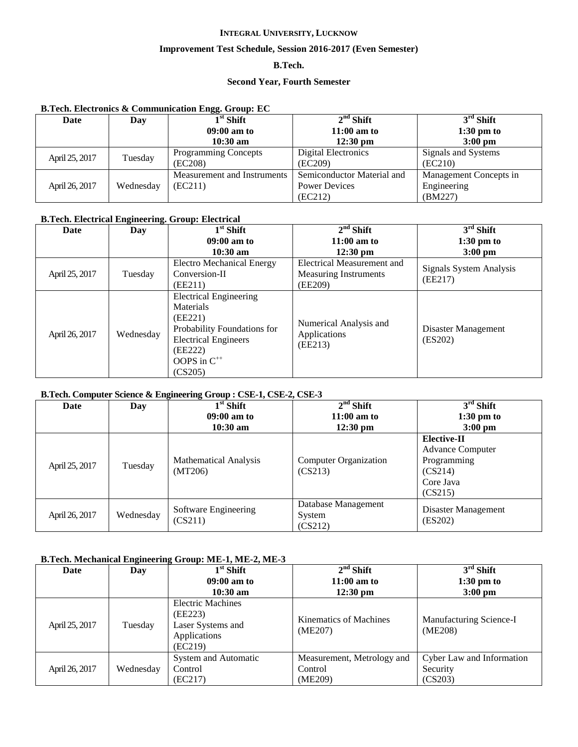**INTEGRAL UNIVERSITY, LUCKNOW**

**Improvement Test Schedule, Session 2016-2017 (Even Semester)**

**B.Tech.**

**Second Year, Fourth Semester**

**B.Tech. Electronics & Communication Engg. Group: EC**

| Date | Day | 1st Shift 09:00 am to 10:30 am | 2nd Shift 11:00 am to 12:30 pm | 3rd Shift 1:30 pm to 3:00 pm |
|---|---|---|---|---|
| April 25, 2017 | Tuesday | Programming Concepts (EC208) | Digital Electronics (EC209) | Signals and Systems (EC210) |
| April 26, 2017 | Wednesday | Measurement and Instruments (EC211) | Semiconductor Material and Power Devices (EC212) | Management Concepts in Engineering (BM227) |

**B.Tech. Electrical Engineering. Group: Electrical**

| Date | Day | 1st Shift 09:00 am to 10:30 am | 2nd Shift 11:00 am to 12:30 pm | 3rd Shift 1:30 pm to 3:00 pm |
|---|---|---|---|---|
| April 25, 2017 | Tuesday | Electro Mechanical Energy Conversion-II (EE211) | Electrical Measurement and Measuring Instruments (EE209) | Signals System Analysis (EE217) |
| April 26, 2017 | Wednesday | Electrical Engineering Materials (EE221) Probability Foundations for Electrical Engineers (EE222) OOPS in C++ (CS205) | Numerical Analysis and Applications (EE213) | Disaster Management (ES202) |

**B.Tech. Computer Science & Engineering Group : CSE-1, CSE-2, CSE-3**

| Date | Day | 1st Shift 09:00 am to 10:30 am | 2nd Shift 11:00 am to 12:30 pm | 3rd Shift 1:30 pm to 3:00 pm |
|---|---|---|---|---|
| April 25, 2017 | Tuesday | Mathematical Analysis (MT206) | Computer Organization (CS213) | **Elective-II** Advance Computer Programming (CS214) Core Java (CS215) |
| April 26, 2017 | Wednesday | Software Engineering (CS211) | Database Management System (CS212) | Disaster Management (ES202) |

**B.Tech. Mechanical Engineering Group: ME-1, ME-2, ME-3**

| Date | Day | 1st Shift 09:00 am to 10:30 am | 2nd Shift 11:00 am to 12:30 pm | 3rd Shift 1:30 pm to 3:00 pm |
|---|---|---|---|---|
| April 25, 2017 | Tuesday | Electric Machines (EE223) Laser Systems and Applications (EC219) | Kinematics of Machines (ME207) | Manufacturing Science-I (ME208) |
| April 26, 2017 | Wednesday | System and Automatic Control (EC217) | Measurement, Metrology and Control (ME209) | Cyber Law and Information Security (CS203) |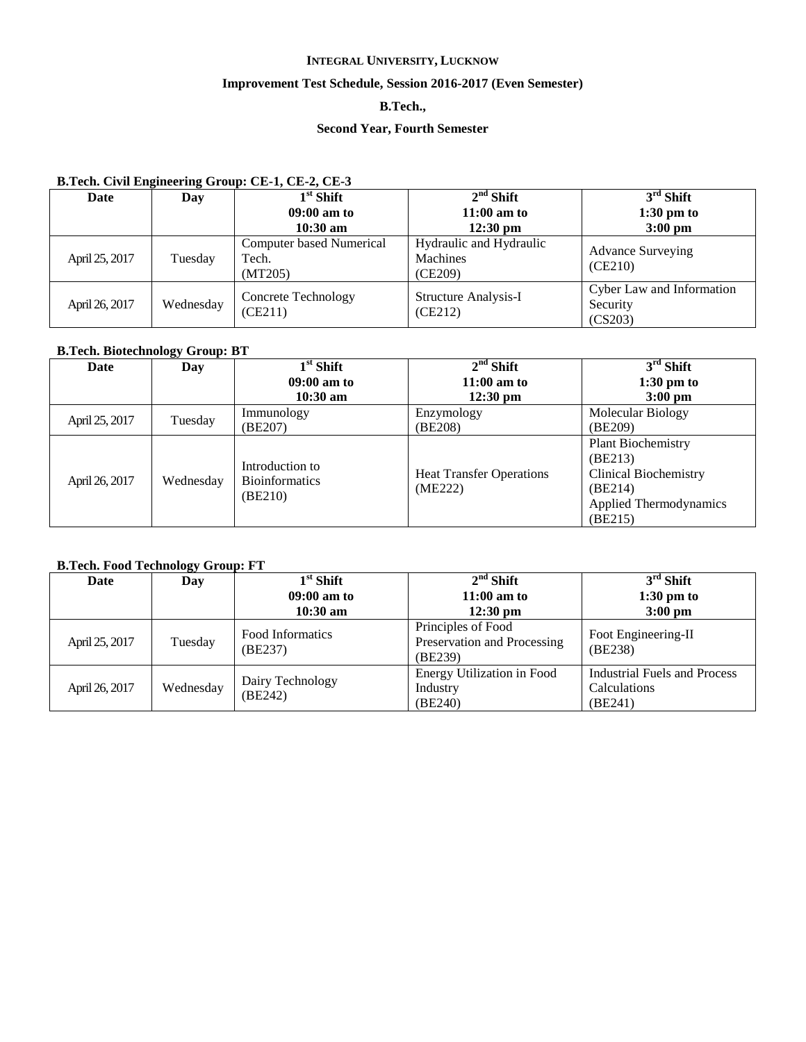**INTEGRAL UNIVERSITY, LUCKNOW**

**Improvement Test Schedule, Session 2016-2017 (Even Semester)**

**B.Tech.,**

**Second Year, Fourth Semester**

**B.Tech. Civil Engineering Group: CE-1, CE-2, CE-3**

| Date | Day | 1st Shift 09:00 am to 10:30 am | 2nd Shift 11:00 am to 12:30 pm | 3rd Shift 1:30 pm to 3:00 pm |
|---|---|---|---|---|
| April 25, 2017 | Tuesday | Computer based Numerical Tech. (MT205) | Hydraulic and Hydraulic Machines (CE209) | Advance Surveying (CE210) |
| April 26, 2017 | Wednesday | Concrete Technology (CE211) | Structure Analysis-I (CE212) | Cyber Law and Information Security (CS203) |

**B.Tech. Biotechnology Group: BT**

| Date | Day | 1st Shift 09:00 am to 10:30 am | 2nd Shift 11:00 am to 12:30 pm | 3rd Shift 1:30 pm to 3:00 pm |
|---|---|---|---|---|
| April 25, 2017 | Tuesday | Immunology (BE207) | Enzymology (BE208) | Molecular Biology (BE209) |
| April 26, 2017 | Wednesday | Introduction to Bioinformatics (BE210) | Heat Transfer Operations (ME222) | Plant Biochemistry (BE213) Clinical Biochemistry (BE214) Applied Thermodynamics (BE215) |

**B.Tech. Food Technology Group: FT**

| Date | Day | 1st Shift 09:00 am to 10:30 am | 2nd Shift 11:00 am to 12:30 pm | 3rd Shift 1:30 pm to 3:00 pm |
|---|---|---|---|---|
| April 25, 2017 | Tuesday | Food Informatics (BE237) | Principles of Food Preservation and Processing (BE239) | Foot Engineering-II (BE238) |
| April 26, 2017 | Wednesday | Dairy Technology (BE242) | Energy Utilization in Food Industry (BE240) | Industrial Fuels and Process Calculations (BE241) |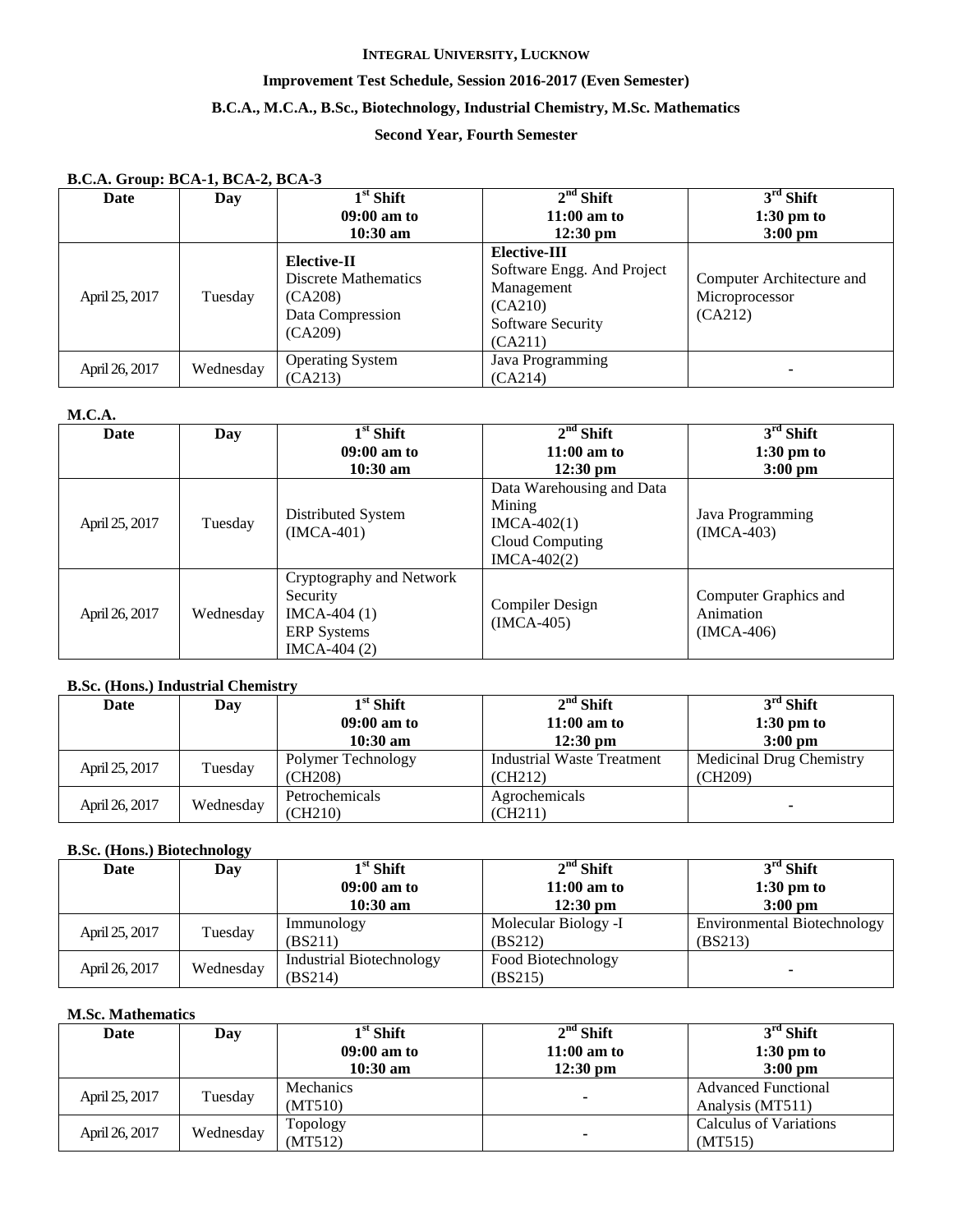**INTEGRAL UNIVERSITY, LUCKNOW**

**Improvement Test Schedule, Session 2016-2017 (Even Semester)**

**B.C.A., M.C.A., B.Sc., Biotechnology, Industrial Chemistry, M.Sc. Mathematics**

**Second Year, Fourth Semester**

**B.C.A. Group: BCA-1, BCA-2, BCA-3**

| Date | Day | 1st Shift 09:00 am to 10:30 am | 2nd Shift 11:00 am to 12:30 pm | 3rd Shift 1:30 pm to 3:00 pm |
|---|---|---|---|---|
| April 25, 2017 | Tuesday | **Elective-II** Discrete Mathematics (CA208) Data Compression (CA209) | **Elective-III** Software Engg. And Project Management (CA210) Software Security (CA211) | Computer Architecture and Microprocessor (CA212) |
| April 26, 2017 | Wednesday | Operating System (CA213) | Java Programming (CA214) | - |

**M.C.A.**

| Date | Day | 1st Shift 09:00 am to 10:30 am | 2nd Shift 11:00 am to 12:30 pm | 3rd Shift 1:30 pm to 3:00 pm |
|---|---|---|---|---|
| April 25, 2017 | Tuesday | Distributed System (IMCA-401) | Data Warehousing and Data Mining IMCA-402(1) Cloud Computing IMCA-402(2) | Java Programming (IMCA-403) |
| April 26, 2017 | Wednesday | Cryptography and Network Security IMCA-404 (1) ERP Systems IMCA-404 (2) | Compiler Design (IMCA-405) | Computer Graphics and Animation (IMCA-406) |

**B.Sc. (Hons.) Industrial Chemistry**

| Date | Day | 1st Shift 09:00 am to 10:30 am | 2nd Shift 11:00 am to 12:30 pm | 3rd Shift 1:30 pm to 3:00 pm |
|---|---|---|---|---|
| April 25, 2017 | Tuesday | Polymer Technology (CH208) | Industrial Waste Treatment (CH212) | Medicinal Drug Chemistry (CH209) |
| April 26, 2017 | Wednesday | Petrochemicals (CH210) | Agrochemicals (CH211) | - |

**B.Sc. (Hons.) Biotechnology**

| Date | Day | 1st Shift 09:00 am to 10:30 am | 2nd Shift 11:00 am to 12:30 pm | 3rd Shift 1:30 pm to 3:00 pm |
|---|---|---|---|---|
| April 25, 2017 | Tuesday | Immunology (BS211) | Molecular Biology -I (BS212) | Environmental Biotechnology (BS213) |
| April 26, 2017 | Wednesday | Industrial Biotechnology (BS214) | Food Biotechnology (BS215) | - |

**M.Sc. Mathematics**

| Date | Day | 1st Shift 09:00 am to 10:30 am | 2nd Shift 11:00 am to 12:30 pm | 3rd Shift 1:30 pm to 3:00 pm |
|---|---|---|---|---|
| April 25, 2017 | Tuesday | Mechanics (MT510) | - | Advanced Functional Analysis (MT511) |
| April 26, 2017 | Wednesday | Topology (MT512) | - | Calculus of Variations (MT515) |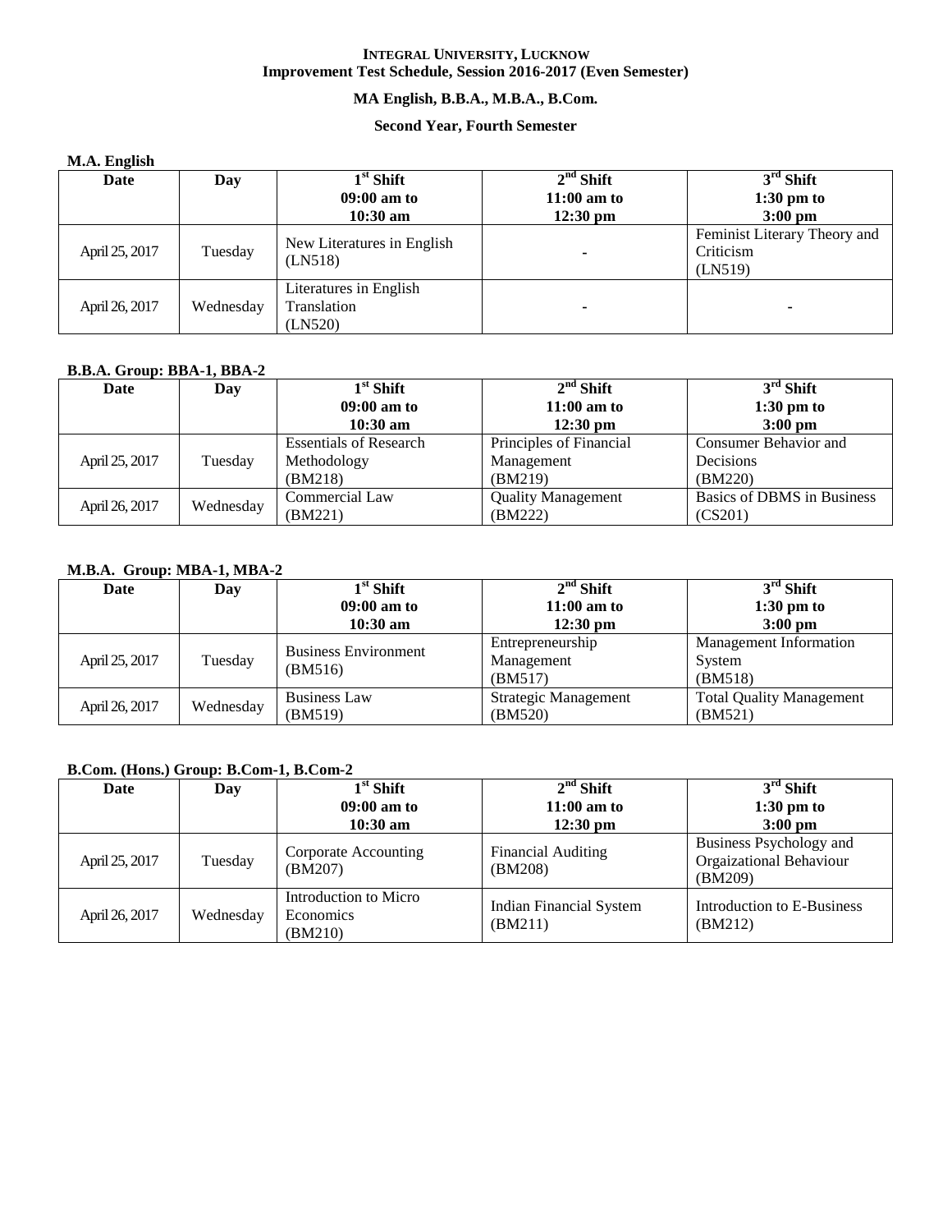**INTEGRAL UNIVERSITY, LUCKNOW**
**Improvement Test Schedule, Session 2016-2017 (Even Semester)**

**MA English, B.B.A., M.B.A., B.Com.**

**Second Year, Fourth Semester**

**M.A. English**

| Date | Day | 1st Shift 09:00 am to 10:30 am | 2nd Shift 11:00 am to 12:30 pm | 3rd Shift 1:30 pm to 3:00 pm |
|---|---|---|---|---|
| April 25, 2017 | Tuesday | New Literatures in English (LN518) | - | Feminist Literary Theory and Criticism (LN519) |
| April 26, 2017 | Wednesday | Literatures in English Translation (LN520) | - | - |

**B.B.A. Group: BBA-1, BBA-2**

| Date | Day | 1st Shift 09:00 am to 10:30 am | 2nd Shift 11:00 am to 12:30 pm | 3rd Shift 1:30 pm to 3:00 pm |
|---|---|---|---|---|
| April 25, 2017 | Tuesday | Essentials of Research Methodology (BM218) | Principles of Financial Management (BM219) | Consumer Behavior and Decisions (BM220) |
| April 26, 2017 | Wednesday | Commercial Law (BM221) | Quality Management (BM222) | Basics of DBMS in Business (CS201) |

**M.B.A. Group: MBA-1, MBA-2**

| Date | Day | 1st Shift 09:00 am to 10:30 am | 2nd Shift 11:00 am to 12:30 pm | 3rd Shift 1:30 pm to 3:00 pm |
|---|---|---|---|---|
| April 25, 2017 | Tuesday | Business Environment (BM516) | Entrepreneurship Management (BM517) | Management Information System (BM518) |
| April 26, 2017 | Wednesday | Business Law (BM519) | Strategic Management (BM520) | Total Quality Management (BM521) |

**B.Com. (Hons.) Group: B.Com-1, B.Com-2**

| Date | Day | 1st Shift 09:00 am to 10:30 am | 2nd Shift 11:00 am to 12:30 pm | 3rd Shift 1:30 pm to 3:00 pm |
|---|---|---|---|---|
| April 25, 2017 | Tuesday | Corporate Accounting (BM207) | Financial Auditing (BM208) | Business Psychology and Orgaizational Behaviour (BM209) |
| April 26, 2017 | Wednesday | Introduction to Micro Economics (BM210) | Indian Financial System (BM211) | Introduction to E-Business (BM212) |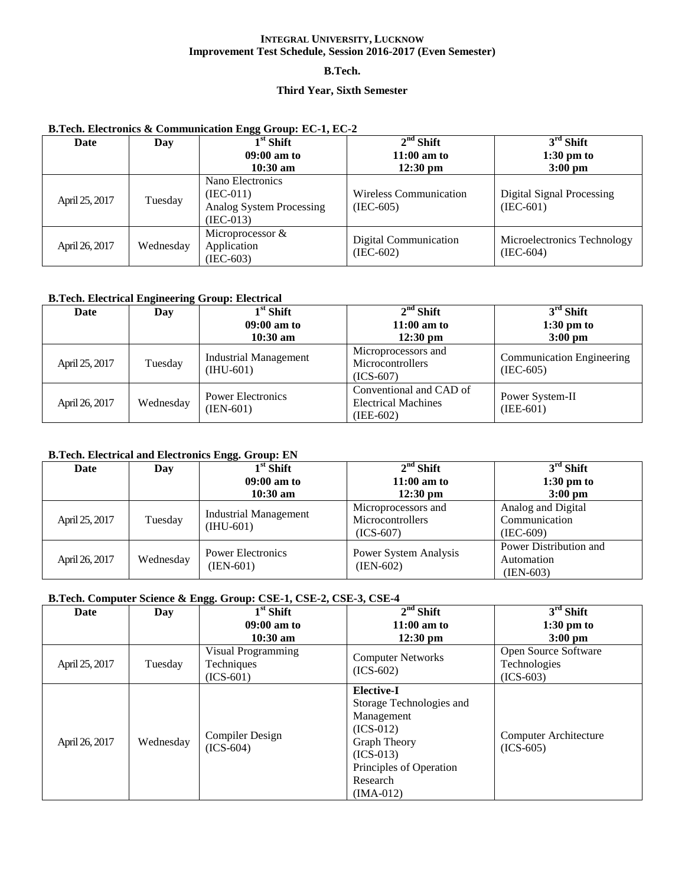**INTEGRAL UNIVERSITY, LUCKNOW**
**Improvement Test Schedule, Session 2016-2017 (Even Semester)**

**B.Tech.**

**Third Year, Sixth Semester**

**B.Tech. Electronics & Communication Engg Group: EC-1, EC-2**

| Date | Day | 1st Shift 09:00 am to 10:30 am | 2nd Shift 11:00 am to 12:30 pm | 3rd Shift 1:30 pm to 3:00 pm |
|---|---|---|---|---|
| April 25, 2017 | Tuesday | Nano Electronics (IEC-011) Analog System Processing (IEC-013) | Wireless Communication (IEC-605) | Digital Signal Processing (IEC-601) |
| April 26, 2017 | Wednesday | Microprocessor & Application (IEC-603) | Digital Communication (IEC-602) | Microelectronics Technology (IEC-604) |

**B.Tech. Electrical Engineering Group: Electrical**

| Date | Day | 1st Shift 09:00 am to 10:30 am | 2nd Shift 11:00 am to 12:30 pm | 3rd Shift 1:30 pm to 3:00 pm |
|---|---|---|---|---|
| April 25, 2017 | Tuesday | Industrial Management (IHU-601) | Microprocessors and Microcontrollers (ICS-607) | Communication Engineering (IEC-605) |
| April 26, 2017 | Wednesday | Power Electronics (IEN-601) | Conventional and CAD of Electrical Machines (IEE-602) | Power System-II (IEE-601) |

**B.Tech. Electrical and Electronics Engg. Group: EN**

| Date | Day | 1st Shift 09:00 am to 10:30 am | 2nd Shift 11:00 am to 12:30 pm | 3rd Shift 1:30 pm to 3:00 pm |
|---|---|---|---|---|
| April 25, 2017 | Tuesday | Industrial Management (IHU-601) | Microprocessors and Microcontrollers (ICS-607) | Analog and Digital Communication (IEC-609) |
| April 26, 2017 | Wednesday | Power Electronics (IEN-601) | Power System Analysis (IEN-602) | Power Distribution and Automation (IEN-603) |

**B.Tech. Computer Science & Engg. Group: CSE-1, CSE-2, CSE-3, CSE-4**

| Date | Day | 1st Shift 09:00 am to 10:30 am | 2nd Shift 11:00 am to 12:30 pm | 3rd Shift 1:30 pm to 3:00 pm |
|---|---|---|---|---|
| April 25, 2017 | Tuesday | Visual Programming Techniques (ICS-601) | Computer Networks (ICS-602) | Open Source Software Technologies (ICS-603) |
| April 26, 2017 | Wednesday | Compiler Design (ICS-604) | **Elective-I** Storage Technologies and Management (ICS-012) Graph Theory (ICS-013) Principles of Operation Research (IMA-012) | Computer Architecture (ICS-605) |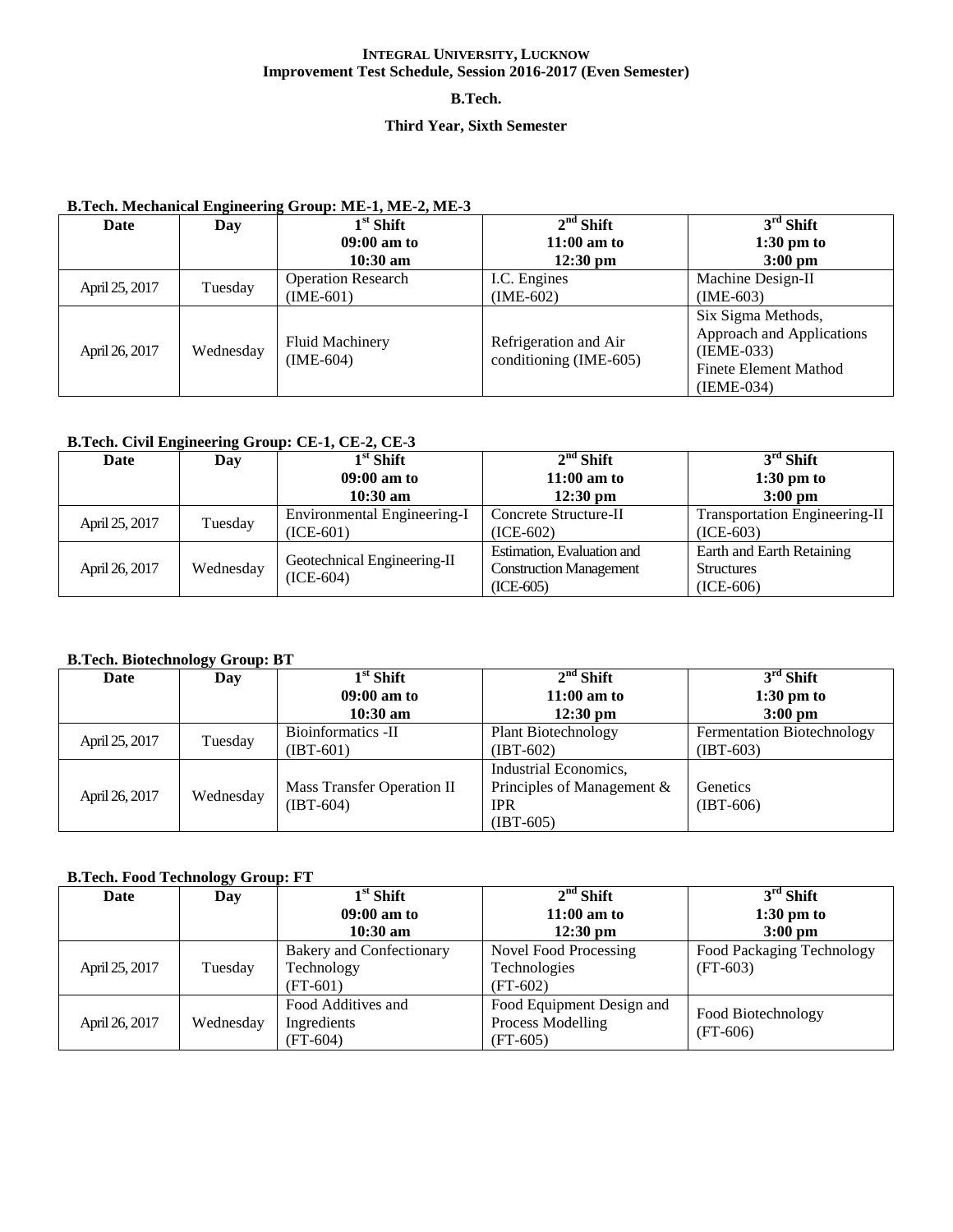**INTEGRAL UNIVERSITY, LUCKNOW**
**Improvement Test Schedule, Session 2016-2017 (Even Semester)**

**B.Tech.**

**Third Year, Sixth Semester**

**B.Tech. Mechanical Engineering Group: ME-1, ME-2, ME-3**

| Date | Day | 1st Shift 09:00 am to 10:30 am | 2nd Shift 11:00 am to 12:30 pm | 3rd Shift 1:30 pm to 3:00 pm |
|---|---|---|---|---|
| April 25, 2017 | Tuesday | Operation Research (IME-601) | I.C. Engines (IME-602) | Machine Design-II (IME-603) |
| April 26, 2017 | Wednesday | Fluid Machinery (IME-604) | Refrigeration and Air conditioning (IME-605) | Six Sigma Methods, Approach and Applications (IEME-033) Finete Element Mathod (IEME-034) |

**B.Tech. Civil Engineering Group: CE-1, CE-2, CE-3**

| Date | Day | 1st Shift 09:00 am to 10:30 am | 2nd Shift 11:00 am to 12:30 pm | 3rd Shift 1:30 pm to 3:00 pm |
|---|---|---|---|---|
| April 25, 2017 | Tuesday | Environmental Engineering-I (ICE-601) | Concrete Structure-II (ICE-602) | Transportation Engineering-II (ICE-603) |
| April 26, 2017 | Wednesday | Geotechnical Engineering-II (ICE-604) | Estimation, Evaluation and Construction Management (ICE-605) | Earth and Earth Retaining Structures (ICE-606) |

**B.Tech. Biotechnology Group: BT**

| Date | Day | 1st Shift 09:00 am to 10:30 am | 2nd Shift 11:00 am to 12:30 pm | 3rd Shift 1:30 pm to 3:00 pm |
|---|---|---|---|---|
| April 25, 2017 | Tuesday | Bioinformatics -II (IBT-601) | Plant Biotechnology (IBT-602) | Fermentation Biotechnology (IBT-603) |
| April 26, 2017 | Wednesday | Mass Transfer Operation II (IBT-604) | Industrial Economics, Principles of Management & IPR (IBT-605) | Genetics (IBT-606) |

**B.Tech. Food Technology Group: FT**

| Date | Day | 1st Shift 09:00 am to 10:30 am | 2nd Shift 11:00 am to 12:30 pm | 3rd Shift 1:30 pm to 3:00 pm |
|---|---|---|---|---|
| April 25, 2017 | Tuesday | Bakery and Confectionary Technology (FT-601) | Novel Food Processing Technologies (FT-602) | Food Packaging Technology (FT-603) |
| April 26, 2017 | Wednesday | Food Additives and Ingredients (FT-604) | Food Equipment Design and Process Modelling (FT-605) | Food Biotechnology (FT-606) |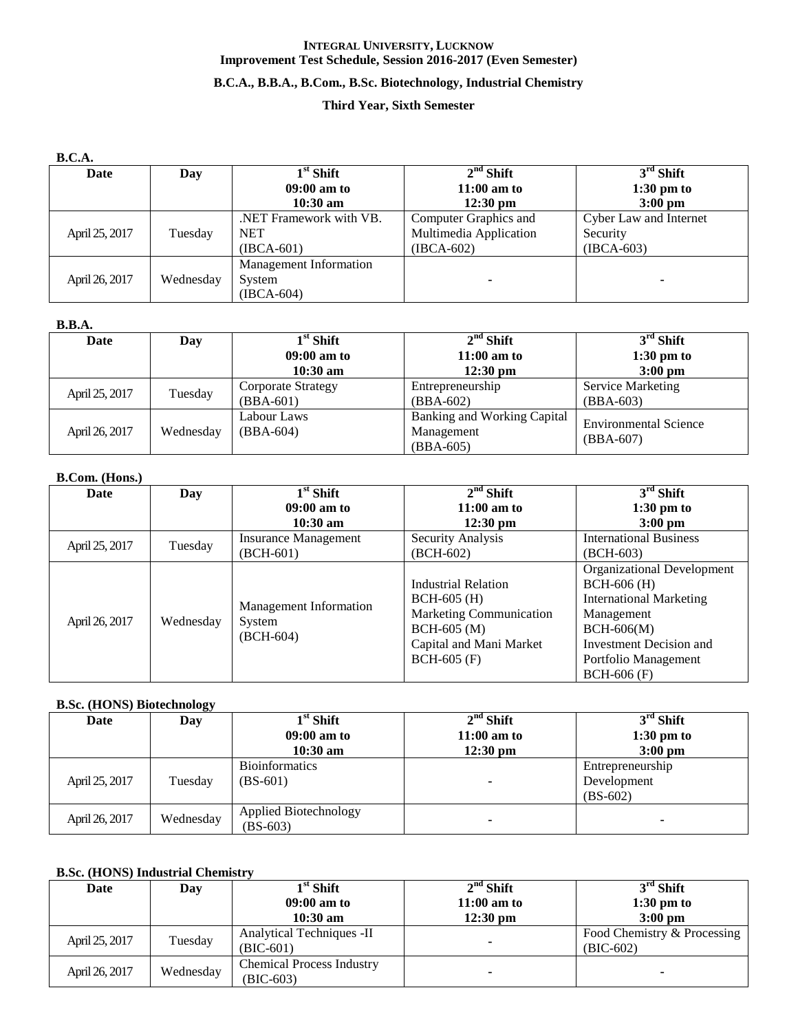**INTEGRAL UNIVERSITY, LUCKNOW**
**Improvement Test Schedule, Session 2016-2017 (Even Semester)**

**B.C.A., B.B.A., B.Com., B.Sc. Biotechnology, Industrial Chemistry**

**Third Year, Sixth Semester**

**B.C.A.**

| Date | Day | 1st Shift 09:00 am to 10:30 am | 2nd Shift 11:00 am to 12:30 pm | 3rd Shift 1:30 pm to 3:00 pm |
|---|---|---|---|---|
| April 25, 2017 | Tuesday | .NET Framework with VB. NET (IBCA-601) | Computer Graphics and Multimedia Application (IBCA-602) | Cyber Law and Internet Security (IBCA-603) |
| April 26, 2017 | Wednesday | Management Information System (IBCA-604) | - | - |

**B.B.A.**

| Date | Day | 1st Shift 09:00 am to 10:30 am | 2nd Shift 11:00 am to 12:30 pm | 3rd Shift 1:30 pm to 3:00 pm |
|---|---|---|---|---|
| April 25, 2017 | Tuesday | Corporate Strategy (BBA-601) | Entrepreneurship (BBA-602) | Service Marketing (BBA-603) |
| April 26, 2017 | Wednesday | Labour Laws (BBA-604) | Banking and Working Capital Management (BBA-605) | Environmental Science (BBA-607) |

**B.Com. (Hons.)**

| Date | Day | 1st Shift 09:00 am to 10:30 am | 2nd Shift 11:00 am to 12:30 pm | 3rd Shift 1:30 pm to 3:00 pm |
|---|---|---|---|---|
| April 25, 2017 | Tuesday | Insurance Management (BCH-601) | Security Analysis (BCH-602) | International Business (BCH-603) |
| April 26, 2017 | Wednesday | Management Information System (BCH-604) | Industrial Relation BCH-605 (H) Marketing Communication BCH-605 (M) Capital and Mani Market BCH-605 (F) | Organizational Development BCH-606 (H) International Marketing Management BCH-606(M) Investment Decision and Portfolio Management BCH-606 (F) |

**B.Sc. (HONS) Biotechnology**

| Date | Day | 1st Shift 09:00 am to 10:30 am | 2nd Shift 11:00 am to 12:30 pm | 3rd Shift 1:30 pm to 3:00 pm |
|---|---|---|---|---|
| April 25, 2017 | Tuesday | Bioinformatics (BS-601) | - | Entrepreneurship Development (BS-602) |
| April 26, 2017 | Wednesday | Applied Biotechnology (BS-603) | - | - |

**B.Sc. (HONS) Industrial Chemistry**

| Date | Day | 1st Shift 09:00 am to 10:30 am | 2nd Shift 11:00 am to 12:30 pm | 3rd Shift 1:30 pm to 3:00 pm |
|---|---|---|---|---|
| April 25, 2017 | Tuesday | Analytical Techniques -II (BIC-601) | - | Food Chemistry & Processing (BIC-602) |
| April 26, 2017 | Wednesday | Chemical Process Industry (BIC-603) | - | - |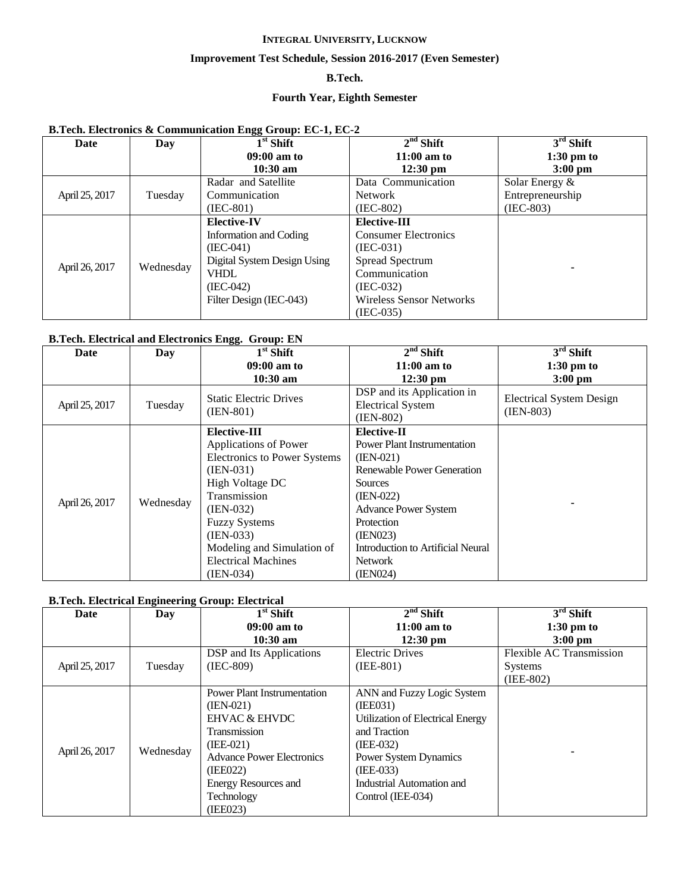**INTEGRAL UNIVERSITY, LUCKNOW**

**Improvement Test Schedule, Session 2016-2017 (Even Semester)**

**B.Tech.**

**Fourth Year, Eighth Semester**

**B.Tech. Electronics & Communication Engg Group: EC-1, EC-2**

| Date | Day | 1st Shift 09:00 am to 10:30 am | 2nd Shift 11:00 am to 12:30 pm | 3rd Shift 1:30 pm to 3:00 pm |
|---|---|---|---|---|
| April 25, 2017 | Tuesday | Radar and Satellite Communication (IEC-801) | Data Communication Network (IEC-802) | Solar Energy & Entrepreneurship (IEC-803) |
| April 26, 2017 | Wednesday | **Elective-IV** Information and Coding (IEC-041) Digital System Design Using VHDL (IEC-042) Filter Design (IEC-043) | **Elective-III** Consumer Electronics (IEC-031) Spread Spectrum Communication (IEC-032) Wireless Sensor Networks (IEC-035) | - |

**B.Tech. Electrical and Electronics Engg. Group: EN**

| Date | Day | 1st Shift 09:00 am to 10:30 am | 2nd Shift 11:00 am to 12:30 pm | 3rd Shift 1:30 pm to 3:00 pm |
|---|---|---|---|---|
| April 25, 2017 | Tuesday | Static Electric Drives (IEN-801) | DSP and its Application in Electrical System (IEN-802) | Electrical System Design (IEN-803) |
| April 26, 2017 | Wednesday | **Elective-III** Applications of Power Electronics to Power Systems (IEN-031) High Voltage DC Transmission (IEN-032) Fuzzy Systems (IEN-033) Modeling and Simulation of Electrical Machines (IEN-034) | **Elective-II** Power Plant Instrumentation (IEN-021) Renewable Power Generation Sources (IEN-022) Advance Power System Protection (IEN023) Introduction to Artificial Neural Network (IEN024) | - |

**B.Tech. Electrical Engineering Group: Electrical**

| Date | Day | 1st Shift 09:00 am to 10:30 am | 2nd Shift 11:00 am to 12:30 pm | 3rd Shift 1:30 pm to 3:00 pm |
|---|---|---|---|---|
| April 25, 2017 | Tuesday | DSP and Its Applications (IEC-809) | Electric Drives (IEE-801) | Flexible AC Transmission Systems (IEE-802) |
| April 26, 2017 | Wednesday | Power Plant Instrumentation (IEN-021) EHVAC & EHVDC Transmission (IEE-021) Advance Power Electronics (IEE022) Energy Resources and Technology (IEE023) | ANN and Fuzzy Logic System (IEE031) Utilization of Electrical Energy and Traction (IEE-032) Power System Dynamics (IEE-033) Industrial Automation and Control (IEE-034) | - |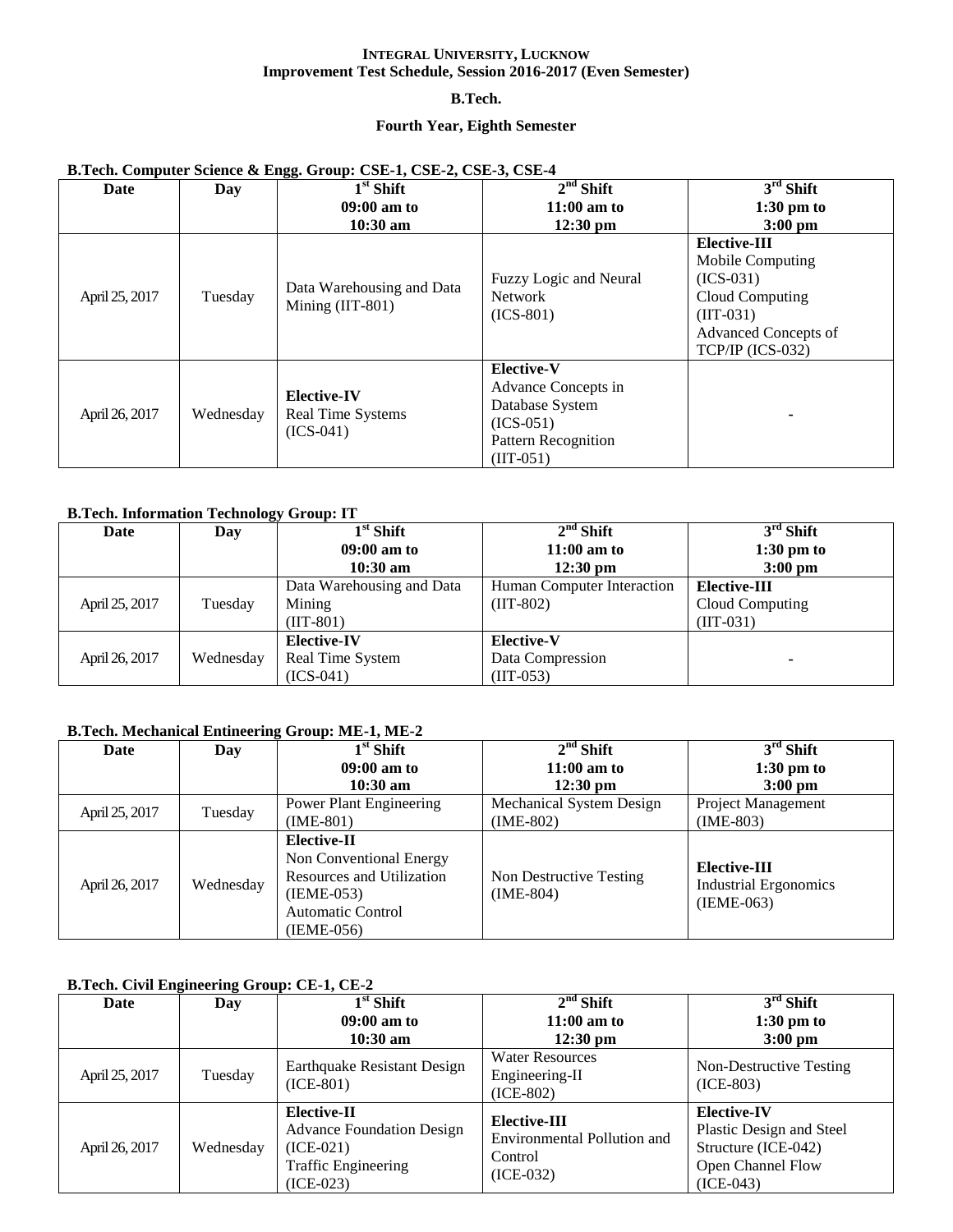**INTEGRAL UNIVERSITY, LUCKNOW**
**Improvement Test Schedule, Session 2016-2017 (Even Semester)**

**B.Tech.**

**Fourth Year, Eighth Semester**

**B.Tech. Computer Science & Engg. Group: CSE-1, CSE-2, CSE-3, CSE-4**

| Date | Day | 1st Shift 09:00 am to 10:30 am | 2nd Shift 11:00 am to 12:30 pm | 3rd Shift 1:30 pm to 3:00 pm |
|---|---|---|---|---|
| April 25, 2017 | Tuesday | Data Warehousing and Data Mining (IIT-801) | Fuzzy Logic and Neural Network (ICS-801) | **Elective-III** Mobile Computing (ICS-031) Cloud Computing (IIT-031) Advanced Concepts of TCP/IP (ICS-032) |
| April 26, 2017 | Wednesday | **Elective-IV** Real Time Systems (ICS-041) | **Elective-V** Advance Concepts in Database System (ICS-051) Pattern Recognition (IIT-051) | - |

**B.Tech. Information Technology Group: IT**

| Date | Day | 1st Shift 09:00 am to 10:30 am | 2nd Shift 11:00 am to 12:30 pm | 3rd Shift 1:30 pm to 3:00 pm |
|---|---|---|---|---|
| April 25, 2017 | Tuesday | Data Warehousing and Data Mining (IIT-801) | Human Computer Interaction (IIT-802) | **Elective-III** Cloud Computing (IIT-031) |
| April 26, 2017 | Wednesday | **Elective-IV** Real Time System (ICS-041) | **Elective-V** Data Compression (IIT-053) | - |

**B.Tech. Mechanical Entineering Group: ME-1, ME-2**

| Date | Day | 1st Shift 09:00 am to 10:30 am | 2nd Shift 11:00 am to 12:30 pm | 3rd Shift 1:30 pm to 3:00 pm |
|---|---|---|---|---|
| April 25, 2017 | Tuesday | Power Plant Engineering (IME-801) | Mechanical System Design (IME-802) | Project Management (IME-803) |
| April 26, 2017 | Wednesday | **Elective-II** Non Conventional Energy Resources and Utilization (IEME-053) Automatic Control (IEME-056) | Non Destructive Testing (IME-804) | **Elective-III** Industrial Ergonomics (IEME-063) |

**B.Tech. Civil Engineering Group: CE-1, CE-2**

| Date | Day | 1st Shift 09:00 am to 10:30 am | 2nd Shift 11:00 am to 12:30 pm | 3rd Shift 1:30 pm to 3:00 pm |
|---|---|---|---|---|
| April 25, 2017 | Tuesday | Earthquake Resistant Design (ICE-801) | Water Resources Engineering-II (ICE-802) | Non-Destructive Testing (ICE-803) |
| April 26, 2017 | Wednesday | **Elective-II** Advance Foundation Design (ICE-021) Traffic Engineering (ICE-023) | **Elective-III** Environmental Pollution and Control (ICE-032) | **Elective-IV** Plastic Design and Steel Structure (ICE-042) Open Channel Flow (ICE-043) |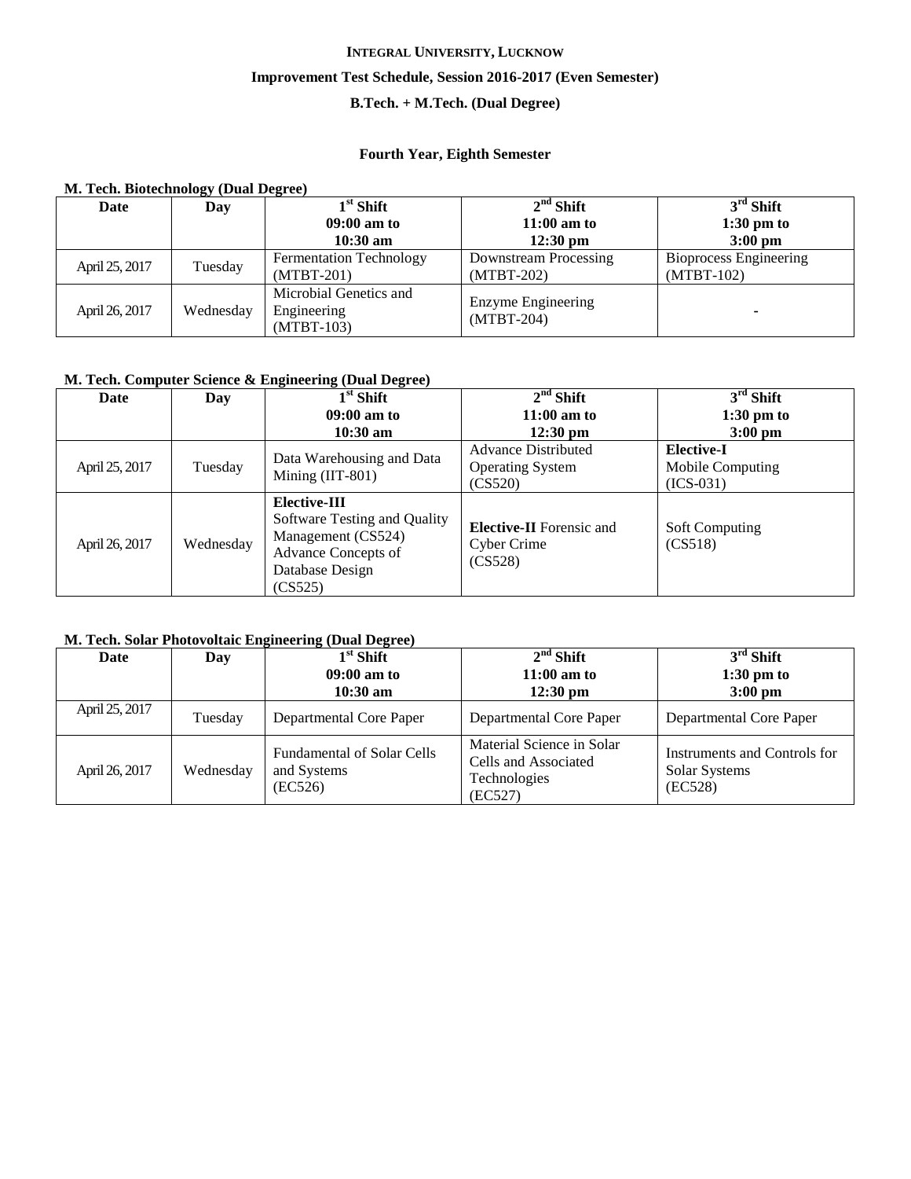**INTEGRAL UNIVERSITY, LUCKNOW**

**Improvement Test Schedule, Session 2016-2017 (Even Semester)**

**B.Tech. + M.Tech. (Dual Degree)**

**Fourth Year, Eighth Semester**

**M. Tech. Biotechnology (Dual Degree)**

| Date | Day | 1st Shift 09:00 am to 10:30 am | 2nd Shift 11:00 am to 12:30 pm | 3rd Shift 1:30 pm to 3:00 pm |
|---|---|---|---|---|
| April 25, 2017 | Tuesday | Fermentation Technology (MTBT-201) | Downstream Processing (MTBT-202) | Bioprocess Engineering (MTBT-102) |
| April 26, 2017 | Wednesday | Microbial Genetics and Engineering (MTBT-103) | Enzyme Engineering (MTBT-204) | - |

**M. Tech. Computer Science & Engineering (Dual Degree)**

| Date | Day | 1st Shift 09:00 am to 10:30 am | 2nd Shift 11:00 am to 12:30 pm | 3rd Shift 1:30 pm to 3:00 pm |
|---|---|---|---|---|
| April 25, 2017 | Tuesday | Data Warehousing and Data Mining (IIT-801) | Advance Distributed Operating System (CS520) | **Elective-I** Mobile Computing (ICS-031) |
| April 26, 2017 | Wednesday | **Elective-III** Software Testing and Quality Management (CS524) Advance Concepts of Database Design (CS525) | **Elective-II** Forensic and Cyber Crime (CS528) | Soft Computing (CS518) |

**M. Tech. Solar Photovoltaic Engineering (Dual Degree)**

| Date | Day | 1st Shift 09:00 am to 10:30 am | 2nd Shift 11:00 am to 12:30 pm | 3rd Shift 1:30 pm to 3:00 pm |
|---|---|---|---|---|
| April 25, 2017 | Tuesday | Departmental Core Paper | Departmental Core Paper | Departmental Core Paper |
| April 26, 2017 | Wednesday | Fundamental of Solar Cells and Systems (EC526) | Material Science in Solar Cells and Associated Technologies (EC527) | Instruments and Controls for Solar Systems (EC528) |